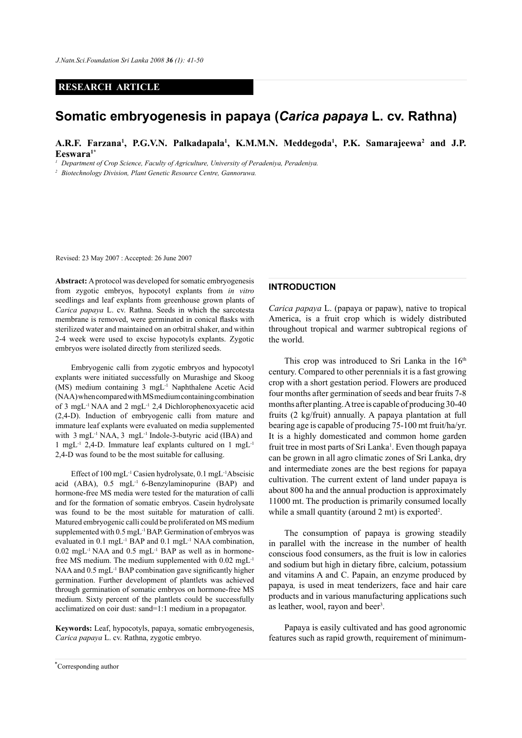RESEARCH ARTICLE

# Somatic embryogenesis in papaya (*Carica papaya* L. cv. Rathna)

**A.R.F. Farzana[1], P.G.V.N. Palkadapala[1], K.M.M.N. Meddegoda[1], P.K. Samarajeewa[2] and J.P. Eeswara[1*]**

[1] Department of Crop Science, Faculty of Agriculture, University of Peradeniya, Peradeniya.

[2] Biotechnology Division, Plant Genetic Resource Centre, Gannoruwa.

Revised: 23 May 2007 : Accepted: 26 June 2007

**Abstract:** A protocol was developed for somatic embryogenesis from zygotic embryos, hypocotyl explants from *in vitro* seedlings and leaf explants from greenhouse grown plants of *Carica papaya* L. cv. Rathna. Seeds in which the sarcotesta membrane is removed, were germinated in conical flasks with sterilized water and maintained on an orbitral shaker, and within 2-4 week were used to excise hypocotyls explants. Zygotic embryos were isolated directly from sterilized seeds.

Embryogenic calli from zygotic embryos and hypocotyl explants were initiated successfully on Murashige and Skoog (MS) medium containing 3 mgL$^{-1}$ Naphthalene Acetic Acid (NAA) when compared with MS medium containing combination of 3 mgL$^{-1}$ NAA and 2 mgL$^{-1}$ 2,4 Dichlorophenoxyacetic acid (2,4-D). Induction of embryogenic calli from mature and immature leaf explants were evaluated on media supplemented with 3 mgL$^{-1}$ NAA, 3 mgL$^{-1}$ Indole-3-butyric acid (IBA) and 1 mgL$^{-1}$ 2,4-D. Immature leaf explants cultured on 1 mgL$^{-1}$ 2,4-D was found to be the most suitable for callusing.

Effect of 100 mgL$^{-1}$ Casien hydrolysate, 0.1 mgL$^{-1}$ Abscisic acid (ABA), 0.5 mgL$^{-1}$ 6-Benzylaminopurine (BAP) and hormone-free MS media were tested for the maturation of calli and for the formation of somatic embryos. Casein hydrolysate was found to be the most suitable for maturation of calli. Matured embryogenic calli could be proliferated on MS medium supplemented with 0.5 mgL$^{-1}$ BAP. Germination of embryos was evaluated in 0.1 mgL$^{-1}$ BAP and 0.1 mgL$^{-1}$ NAA combination, 0.02 mgL$^{-1}$ NAA and 0.5 mgL$^{-1}$ BAP as well as in hormone-free MS medium. The medium supplemented with 0.02 mgL$^{-1}$ NAA and 0.5 mgL$^{-1}$ BAP combination gave significantly higher germination. Further development of plantlets was achieved through germination of somatic embryos on hormone-free MS medium. Sixty percent of the plantlets could be successfully acclimatized on coir dust: sand=1:1 medium in a propagator.

**Keywords:** Leaf, hypocotyls, papaya, somatic embryogenesis, *Carica papaya* L. cv. Rathna, zygotic embryo.

*Corresponding author

## INTRODUCTION

*Carica papaya* L. (papaya or papaw), native to tropical America, is a fruit crop which is widely distributed throughout tropical and warmer subtropical regions of the world.

This crop was introduced to Sri Lanka in the 16$^{th}$ century. Compared to other perennials it is a fast growing crop with a short gestation period. Flowers are produced four months after germination of seeds and bear fruits 7-8 months after planting. A tree is capable of producing 30-40 fruits (2 kg/fruit) annually. A papaya plantation at full bearing age is capable of producing 75-100 mt fruit/ha/yr. It is a highly domesticated and common home garden fruit tree in most parts of Sri Lanka[1]. Even though papaya can be grown in all agro climatic zones of Sri Lanka, dry and intermediate zones are the best regions for papaya cultivation. The current extent of land under papaya is about 800 ha and the annual production is approximately 11000 mt. The production is primarily consumed locally while a small quantity (around 2 mt) is exported[2].

The consumption of papaya is growing steadily in parallel with the increase in the number of health conscious food consumers, as the fruit is low in calories and sodium but high in dietary fibre, calcium, potassium and vitamins A and C. Papain, an enzyme produced by papaya, is used in meat tenderizers, face and hair care products and in various manufacturing applications such as leather, wool, rayon and beer[3].

Papaya is easily cultivated and has good agronomic features such as rapid growth, requirement of minimum-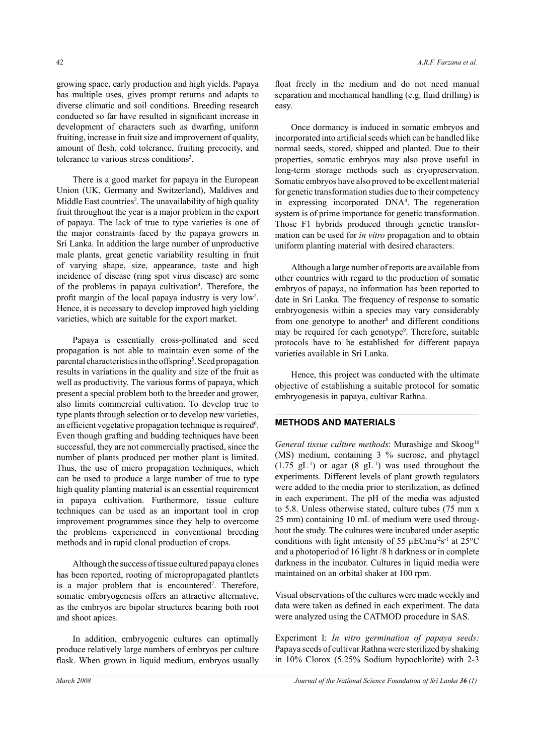growing space, early production and high yields. Papaya has multiple uses, gives prompt returns and adapts to diverse climatic and soil conditions. Breeding research conducted so far have resulted in significant increase in development of characters such as dwarfing, uniform fruiting, increase in fruit size and improvement of quality, amount of flesh, cold tolerance, fruiting precocity, and tolerance to various stress conditions[3].

There is a good market for papaya in the European Union (UK, Germany and Switzerland), Maldives and Middle East countries[2]. The unavailability of high quality fruit throughout the year is a major problem in the export of papaya. The lack of true to type varieties is one of the major constraints faced by the papaya growers in Sri Lanka. In addition the large number of unproductive male plants, great genetic variability resulting in fruit of varying shape, size, appearance, taste and high incidence of disease (ring spot virus disease) are some of the problems in papaya cultivation[4]. Therefore, the profit margin of the local papaya industry is very low[2]. Hence, it is necessary to develop improved high yielding varieties, which are suitable for the export market.

Papaya is essentially cross-pollinated and seed propagation is not able to maintain even some of the parental characteristics in the offspring[5]. Seed propagation results in variations in the quality and size of the fruit as well as productivity. The various forms of papaya, which present a special problem both to the breeder and grower, also limits commercial cultivation. To develop true to type plants through selection or to develop new varieties, an efficient vegetative propagation technique is required[6]. Even though grafting and budding techniques have been successful, they are not commercially practised, since the number of plants produced per mother plant is limited. Thus, the use of micro propagation techniques, which can be used to produce a large number of true to type high quality planting material is an essential requirement in papaya cultivation. Furthermore, tissue culture techniques can be used as an important tool in crop improvement programmes since they help to overcome the problems experienced in conventional breeding methods and in rapid clonal production of crops.

Although the success of tissue cultured papaya clones has been reported, rooting of micropropagated plantlets is a major problem that is encountered[7]. Therefore, somatic embryogenesis offers an attractive alternative, as the embryos are bipolar structures bearing both root and shoot apices.

In addition, embryogenic cultures can optimally produce relatively large numbers of embryos per culture flask. When grown in liquid medium, embryos usually float freely in the medium and do not need manual separation and mechanical handling (e.g. fluid drilling) is easy.

Once dormancy is induced in somatic embryos and incorporated into artificial seeds which can be handled like normal seeds, stored, shipped and planted. Due to their properties, somatic embryos may also prove useful in long-term storage methods such as cryopreservation. Somatic embryos have also proved to be excellent material for genetic transformation studies due to their competency in expressing incorporated DNA[4]. The regeneration system is of prime importance for genetic transformation. Those F1 hybrids produced through genetic transformation can be used for *in vitro* propagation and to obtain uniform planting material with desired characters.

Although a large number of reports are available from other countries with regard to the production of somatic embryos of papaya, no information has been reported to date in Sri Lanka. The frequency of response to somatic embryogenesis within a species may vary considerably from one genotype to another[8] and different conditions may be required for each genotype[9]. Therefore, suitable protocols have to be established for different papaya varieties available in Sri Lanka.

Hence, this project was conducted with the ultimate objective of establishing a suitable protocol for somatic embryogenesis in papaya, cultivar Rathna.

## METHODS AND MATERIALS

*General tissue culture methods*: Murashige and Skoog[10] (MS) medium, containing 3 % sucrose, and phytagel (1.75 $gL^{-1}$) or agar (8 $gL^{-1}$) was used throughout the experiments. Different levels of plant growth regulators were added to the media prior to sterilization, as defined in each experiment. The pH of the media was adjusted to 5.8. Unless otherwise stated, culture tubes (75 mm x 25 mm) containing 10 mL of medium were used throughout the study. The cultures were incubated under aseptic conditions with light intensity of 55 $\mu ECmu^{-2}s^{-1}$ at 25°C and a photoperiod of 16 light /8 h darkness or in complete darkness in the incubator. Cultures in liquid media were maintained on an orbital shaker at 100 rpm.

Visual observations of the cultures were made weekly and data were taken as defined in each experiment. The data were analyzed using the CATMOD procedure in SAS.

Experiment I: *In vitro germination of papaya seeds:* Papaya seeds of cultivar Rathna were sterilized by shaking in 10% Clorox (5.25% Sodium hypochlorite) with 2-3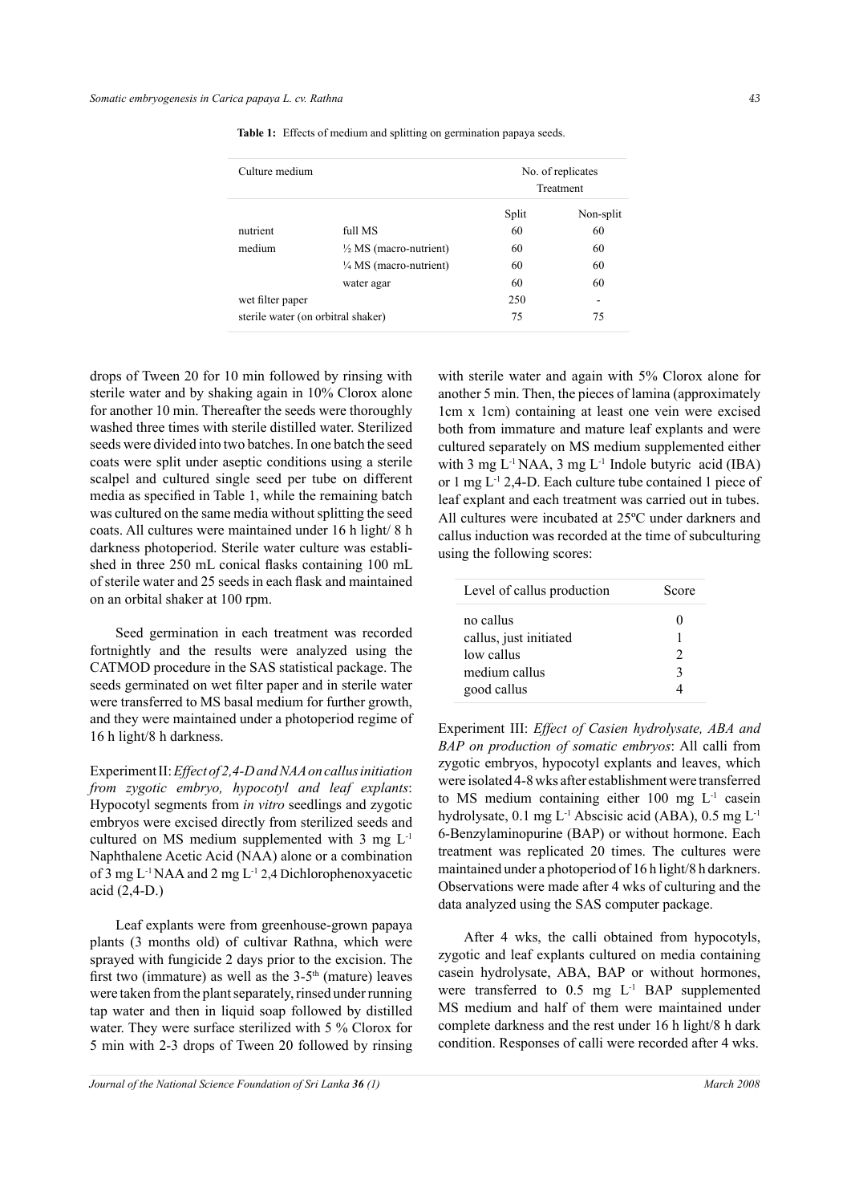**Table 1:** Effects of medium and splitting on germination papaya seeds.

| Culture medium | | No. of replicates Treatment | |
|---|---|---|---|
| | | Split | Non-split |
| nutrient | full MS | 60 | 60 |
| medium | ½ MS (macro-nutrient) | 60 | 60 |
| | ¼ MS (macro-nutrient) | 60 | 60 |
| | water agar | 60 | 60 |
| wet filter paper | | 250 | - |
| sterile water (on orbitral shaker) | | 75 | 75 |

drops of Tween 20 for 10 min followed by rinsing with sterile water and by shaking again in 10% Clorox alone for another 10 min. Thereafter the seeds were thoroughly washed three times with sterile distilled water. Sterilized seeds were divided into two batches. In one batch the seed coats were split under aseptic conditions using a sterile scalpel and cultured single seed per tube on different media as specified in Table 1, while the remaining batch was cultured on the same media without splitting the seed coats. All cultures were maintained under 16 h light/ 8 h darkness photoperiod. Sterile water culture was established in three 250 mL conical flasks containing 100 mL of sterile water and 25 seeds in each flask and maintained on an orbital shaker at 100 rpm.

Seed germination in each treatment was recorded fortnightly and the results were analyzed using the CATMOD procedure in the SAS statistical package. The seeds germinated on wet filter paper and in sterile water were transferred to MS basal medium for further growth, and they were maintained under a photoperiod regime of 16 h light/8 h darkness.

Experiment II: *Effect of 2,4-D and NAA on callus initiation from zygotic embryo, hypocotyl and leaf explants*: Hypocotyl segments from *in vitro* seedlings and zygotic embryos were excised directly from sterilized seeds and cultured on MS medium supplemented with 3 mg $L^{-1}$ Naphthalene Acetic Acid (NAA) alone or a combination of 3 mg $L^{-1}$ NAA and 2 mg $L^{-1}$ 2,4 Dichlorophenoxyacetic acid (2,4-D.)

Leaf explants were from greenhouse-grown papaya plants (3 months old) of cultivar Rathna, which were sprayed with fungicide 2 days prior to the excision. The first two (immature) as well as the 3-5$^{th}$ (mature) leaves were taken from the plant separately, rinsed under running tap water and then in liquid soap followed by distilled water. They were surface sterilized with 5 % Clorox for 5 min with 2-3 drops of Tween 20 followed by rinsing with sterile water and again with 5% Clorox alone for another 5 min. Then, the pieces of lamina (approximately 1cm x 1cm) containing at least one vein were excised both from immature and mature leaf explants and were cultured separately on MS medium supplemented either with 3 mg $L^{-1}$ NAA, 3 mg $L^{-1}$ Indole butyric acid (IBA) or 1 mg $L^{-1}$ 2,4-D. Each culture tube contained 1 piece of leaf explant and each treatment was carried out in tubes. All cultures were incubated at 25ºC under darkners and callus induction was recorded at the time of subculturing using the following scores:

| Level of callus production | Score |
|---|---|
| no callus | 0 |
| callus, just initiated | 1 |
| low callus | 2 |
| medium callus | 3 |
| good callus | 4 |

Experiment III: *Effect of Casien hydrolysate, ABA and BAP on production of somatic embryos*: All calli from zygotic embryos, hypocotyl explants and leaves, which were isolated 4-8 wks after establishment were transferred to MS medium containing either 100 mg $L^{-1}$ casein hydrolysate, 0.1 mg $L^{-1}$ Abscisic acid (ABA), 0.5 mg $L^{-1}$ 6-Benzylaminopurine (BAP) or without hormone. Each treatment was replicated 20 times. The cultures were maintained under a photoperiod of 16 h light/8 h darkners. Observations were made after 4 wks of culturing and the data analyzed using the SAS computer package.

After 4 wks, the calli obtained from hypocotyls, zygotic and leaf explants cultured on media containing casein hydrolysate, ABA, BAP or without hormones, were transferred to 0.5 mg $L^{-1}$ BAP supplemented MS medium and half of them were maintained under complete darkness and the rest under 16 h light/8 h dark condition. Responses of calli were recorded after 4 wks.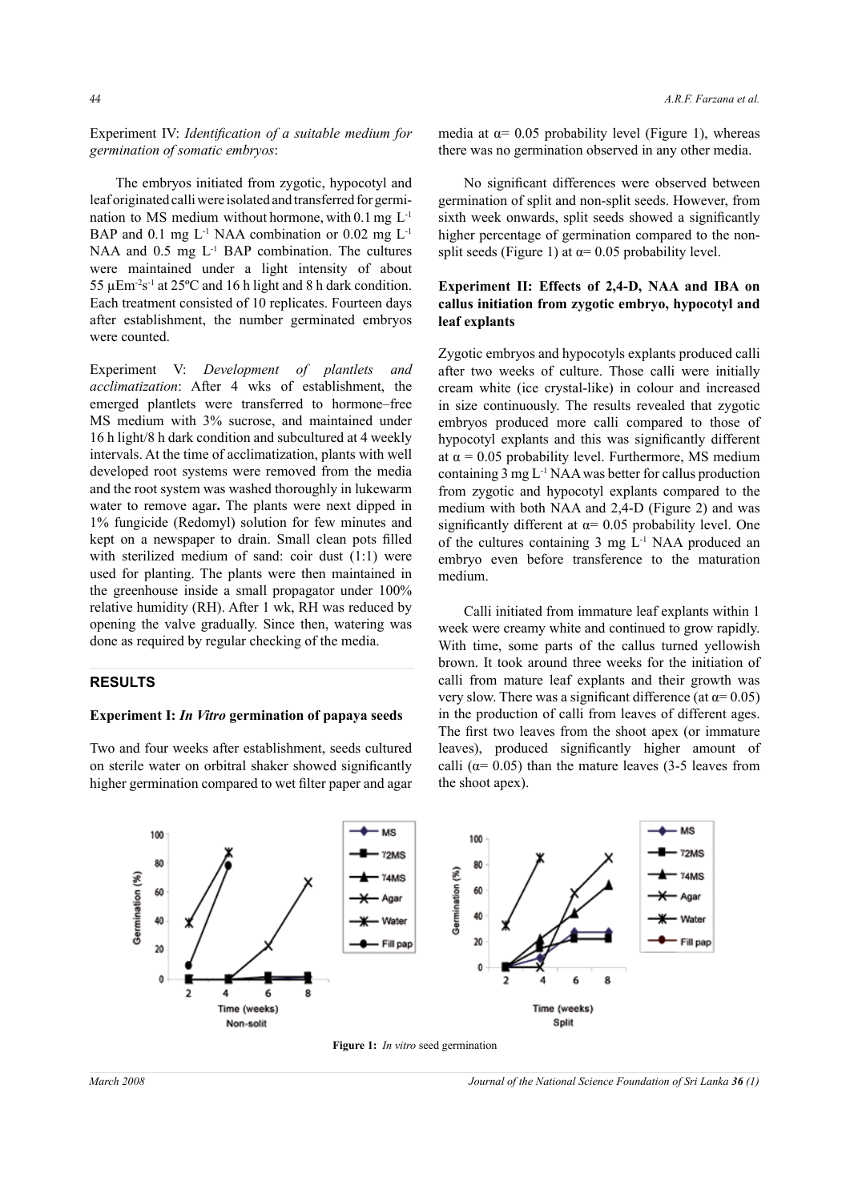Experiment IV: *Identification of a suitable medium for germination of somatic embryos*:

The embryos initiated from zygotic, hypocotyl and leaf originated calli were isolated and transferred for germination to MS medium without hormone, with 0.1 mg $L^{-1}$ BAP and 0.1 mg $L^{-1}$ NAA combination or 0.02 mg $L^{-1}$ NAA and 0.5 mg $L^{-1}$ BAP combination. The cultures were maintained under a light intensity of about 55 $\mu Em^{-2}s^{-1}$ at 25ºC and 16 h light and 8 h dark condition. Each treatment consisted of 10 replicates. Fourteen days after establishment, the number germinated embryos were counted.

Experiment V: *Development of plantlets and acclimatization*: After 4 wks of establishment, the emerged plantlets were transferred to hormone–free MS medium with 3% sucrose, and maintained under 16 h light/8 h dark condition and subcultured at 4 weekly intervals. At the time of acclimatization, plants with well developed root systems were removed from the media and the root system was washed thoroughly in lukewarm water to remove agar**.** The plants were next dipped in 1% fungicide (Redomyl) solution for few minutes and kept on a newspaper to drain. Small clean pots filled with sterilized medium of sand: coir dust (1:1) were used for planting. The plants were then maintained in the greenhouse inside a small propagator under 100% relative humidity (RH). After 1 wk, RH was reduced by opening the valve gradually. Since then, watering was done as required by regular checking of the media.

## RESULTS

### Experiment I: *In Vitro* germination of papaya seeds

Two and four weeks after establishment, seeds cultured on sterile water on orbitral shaker showed significantly higher germination compared to wet filter paper and agar media at $\alpha = 0.05$ probability level (Figure 1), whereas there was no germination observed in any other media.

No significant differences were observed between germination of split and non-split seeds. However, from sixth week onwards, split seeds showed a significantly higher percentage of germination compared to the non-split seeds (Figure 1) at $\alpha = 0.05$ probability level.

### Experiment II: Effects of 2,4-D, NAA and IBA on callus initiation from zygotic embryo, hypocotyl and leaf explants

Zygotic embryos and hypocotyls explants produced calli after two weeks of culture. Those calli were initially cream white (ice crystal-like) in colour and increased in size continuously. The results revealed that zygotic embryos produced more calli compared to those of hypocotyl explants and this was significantly different at $\alpha = 0.05$ probability level. Furthermore, MS medium containing 3 mg $L^{-1}$ NAA was better for callus production from zygotic and hypocotyl explants compared to the medium with both NAA and 2,4-D (Figure 2) and was significantly different at $\alpha = 0.05$ probability level. One of the cultures containing 3 mg $L^{-1}$ NAA produced an embryo even before transference to the maturation medium.

Calli initiated from immature leaf explants within 1 week were creamy white and continued to grow rapidly. With time, some parts of the callus turned yellowish brown. It took around three weeks for the initiation of calli from mature leaf explants and their growth was very slow. There was a significant difference (at $\alpha = 0.05$) in the production of calli from leaves of different ages. The first two leaves from the shoot apex (or immature leaves), produced significantly higher amount of calli ($\alpha = 0.05$) than the mature leaves (3-5 leaves from the shoot apex).

**Figure 1:** *In vitro* seed germination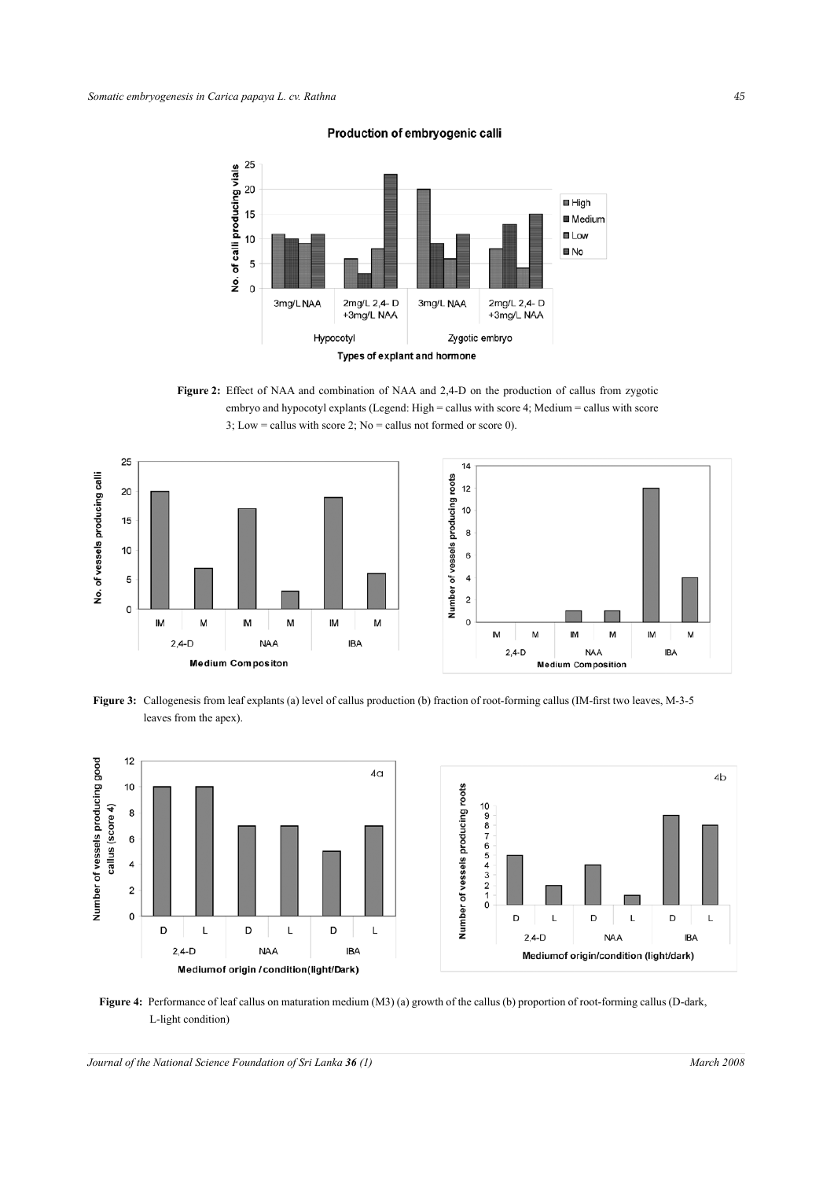**Figure 2:** Effect of NAA and combination of NAA and 2,4-D on the production of callus from zygotic embryo and hypocotyl explants (Legend: High = callus with score 4; Medium = callus with score 3; Low = callus with score 2; No = callus not formed or score 0).

**Figure 3:** Callogenesis from leaf explants (a) level of callus production (b) fraction of root-forming callus (IM-first two leaves, M-3-5 leaves from the apex).

**Figure 4:** Performance of leaf callus on maturation medium (M3) (a) growth of the callus (b) proportion of root-forming callus (D-dark, L-light condition)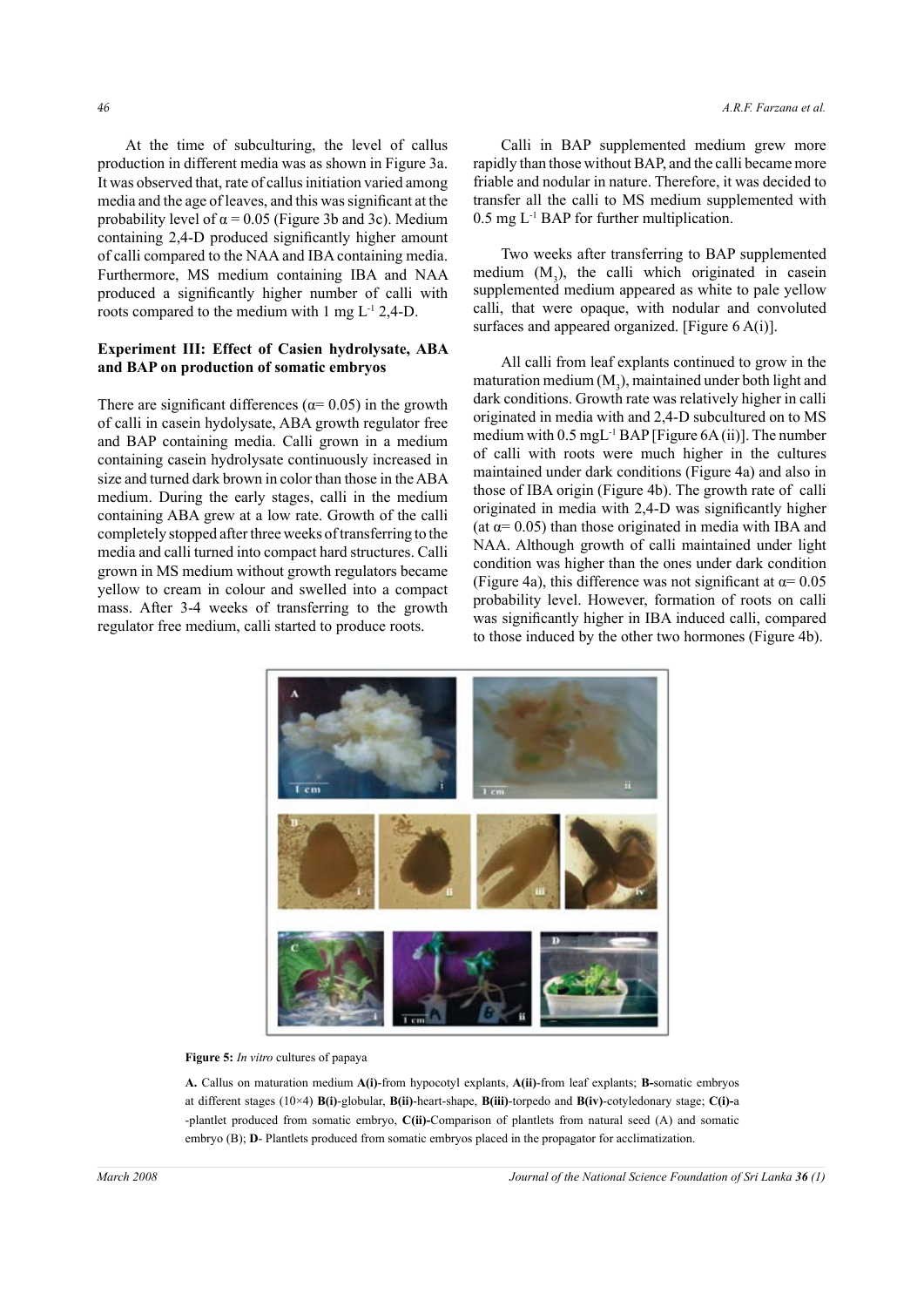At the time of subculturing, the level of callus production in different media was as shown in Figure 3a. It was observed that, rate of callus initiation varied among media and the age of leaves, and this was significant at the probability level of $\alpha = 0.05$ (Figure 3b and 3c). Medium containing 2,4-D produced significantly higher amount of calli compared to the NAA and IBA containing media. Furthermore, MS medium containing IBA and NAA produced a significantly higher number of calli with roots compared to the medium with 1 mg $L^{-1}$ 2,4-D.

### Experiment III: Effect of Casien hydrolysate, ABA and BAP on production of somatic embryos

There are significant differences ($\alpha = 0.05$) in the growth of calli in casein hydolysate, ABA growth regulator free and BAP containing media. Calli grown in a medium containing casein hydrolysate continuously increased in size and turned dark brown in color than those in the ABA medium. During the early stages, calli in the medium containing ABA grew at a low rate. Growth of the calli completely stopped after three weeks of transferring to the media and calli turned into compact hard structures. Calli grown in MS medium without growth regulators became yellow to cream in colour and swelled into a compact mass. After 3-4 weeks of transferring to the growth regulator free medium, calli started to produce roots.

Calli in BAP supplemented medium grew more rapidly than those without BAP, and the calli became more friable and nodular in nature. Therefore, it was decided to transfer all the calli to MS medium supplemented with 0.5 mg $L^{-1}$ BAP for further multiplication.

Two weeks after transferring to BAP supplemented medium ($M_3$), the calli which originated in casein supplemented medium appeared as white to pale yellow calli, that were opaque, with nodular and convoluted surfaces and appeared organized. [Figure 6 A(i)].

All calli from leaf explants continued to grow in the maturation medium ($M_3$), maintained under both light and dark conditions. Growth rate was relatively higher in calli originated in media with and 2,4-D subcultured on to MS medium with 0.5 mg$L^{-1}$ BAP [Figure 6A (ii)]. The number of calli with roots were much higher in the cultures maintained under dark conditions (Figure 4a) and also in those of IBA origin (Figure 4b). The growth rate of calli originated in media with 2,4-D was significantly higher (at $\alpha = 0.05$) than those originated in media with IBA and NAA. Although growth of calli maintained under light condition was higher than the ones under dark condition (Figure 4a), this difference was not significant at $\alpha = 0.05$ probability level. However, formation of roots on calli was significantly higher in IBA induced calli, compared to those induced by the other two hormones (Figure 4b).

**Figure 5:** *In vitro* cultures of papaya

**A.** Callus on maturation medium **A(i)**-from hypocotyl explants, **A(ii)**-from leaf explants; **B-**somatic embryos at different stages (10×4) **B(i)**-globular, **B(ii)**-heart-shape, **B(iii)**-torpedo and **B(iv)**-cotyledonary stage; **C(i)-**a -plantlet produced from somatic embryo, **C(ii)-**Comparison of plantlets from natural seed (A) and somatic embryo (B); **D**- Plantlets produced from somatic embryos placed in the propagator for acclimatization.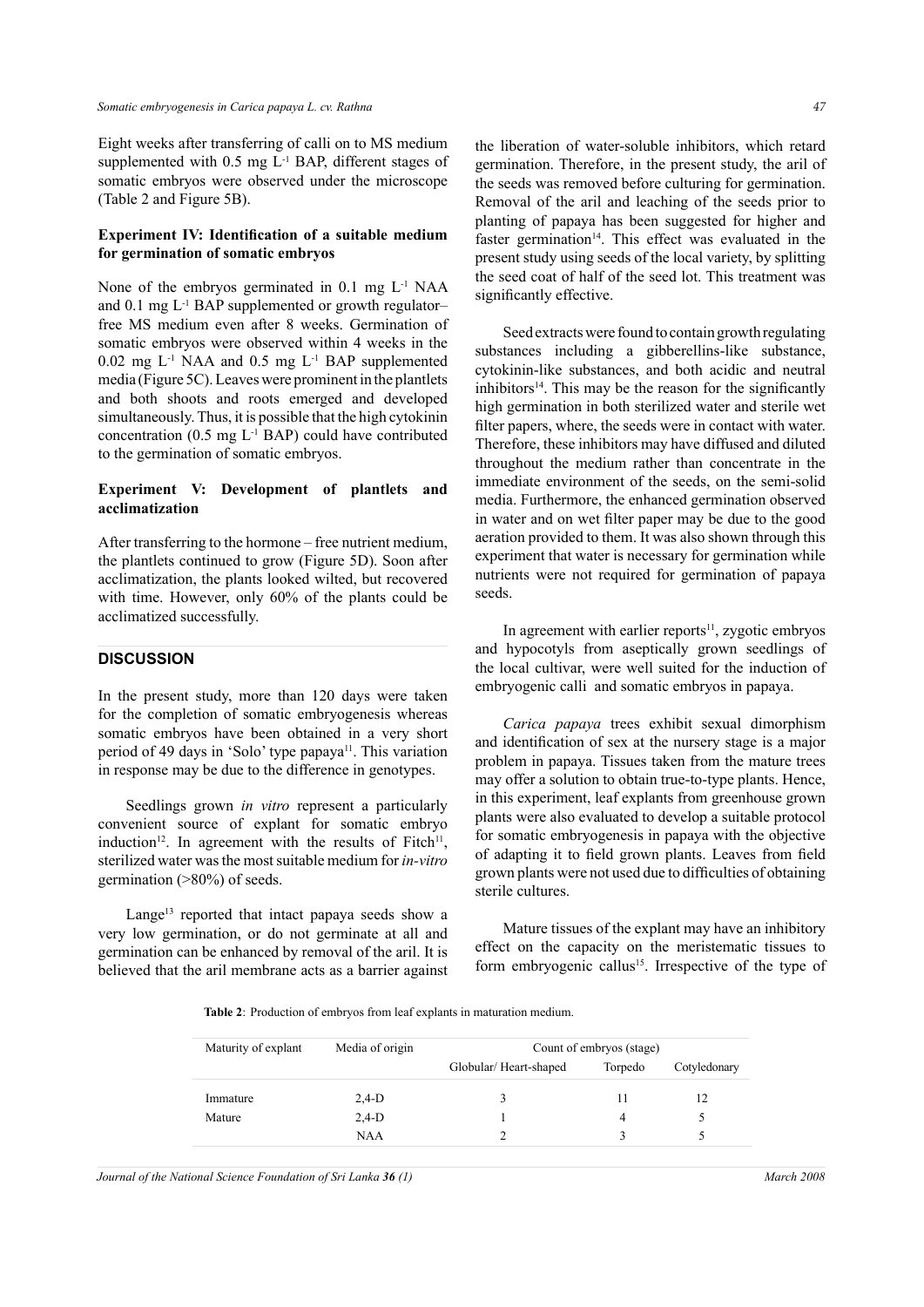Eight weeks after transferring of calli on to MS medium supplemented with 0.5 mg $L^{-1}$ BAP, different stages of somatic embryos were observed under the microscope (Table 2 and Figure 5B).

**Experiment IV: Identification of a suitable medium for germination of somatic embryos**

None of the embryos germinated in 0.1 mg $L^{-1}$ NAA and 0.1 mg $L^{-1}$ BAP supplemented or growth regulator–free MS medium even after 8 weeks. Germination of somatic embryos were observed within 4 weeks in the 0.02 mg $L^{-1}$ NAA and 0.5 mg $L^{-1}$ BAP supplemented media (Figure 5C). Leaves were prominent in the plantlets and both shoots and roots emerged and developed simultaneously. Thus, it is possible that the high cytokinin concentration (0.5 mg $L^{-1}$ BAP) could have contributed to the germination of somatic embryos.

**Experiment V: Development of plantlets and acclimatization**

After transferring to the hormone – free nutrient medium, the plantlets continued to grow (Figure 5D). Soon after acclimatization, the plants looked wilted, but recovered with time. However, only 60% of the plants could be acclimatized successfully.

## DISCUSSION

In the present study, more than 120 days were taken for the completion of somatic embryogenesis whereas somatic embryos have been obtained in a very short period of 49 days in 'Solo' type papaya[11]. This variation in response may be due to the difference in genotypes.

Seedlings grown *in vitro* represent a particularly convenient source of explant for somatic embryo induction[12]. In agreement with the results of Fitch[11], sterilized water was the most suitable medium for *in-vitro* germination (>80%) of seeds.

Lange[13] reported that intact papaya seeds show a very low germination, or do not germinate at all and germination can be enhanced by removal of the aril. It is believed that the aril membrane acts as a barrier against the liberation of water-soluble inhibitors, which retard germination. Therefore, in the present study, the aril of the seeds was removed before culturing for germination. Removal of the aril and leaching of the seeds prior to planting of papaya has been suggested for higher and faster germination[14]. This effect was evaluated in the present study using seeds of the local variety, by splitting the seed coat of half of the seed lot. This treatment was significantly effective.

Seed extracts were found to contain growth regulating substances including a gibberellins-like substance, cytokinin-like substances, and both acidic and neutral inhibitors[14]. This may be the reason for the significantly high germination in both sterilized water and sterile wet filter papers, where, the seeds were in contact with water. Therefore, these inhibitors may have diffused and diluted throughout the medium rather than concentrate in the immediate environment of the seeds, on the semi-solid media. Furthermore, the enhanced germination observed in water and on wet filter paper may be due to the good aeration provided to them. It was also shown through this experiment that water is necessary for germination while nutrients were not required for germination of papaya seeds.

In agreement with earlier reports[11], zygotic embryos and hypocotyls from aseptically grown seedlings of the local cultivar, were well suited for the induction of embryogenic calli and somatic embryos in papaya.

*Carica papaya* trees exhibit sexual dimorphism and identification of sex at the nursery stage is a major problem in papaya. Tissues taken from the mature trees may offer a solution to obtain true-to-type plants. Hence, in this experiment, leaf explants from greenhouse grown plants were also evaluated to develop a suitable protocol for somatic embryogenesis in papaya with the objective of adapting it to field grown plants. Leaves from field grown plants were not used due to difficulties of obtaining sterile cultures.

Mature tissues of the explant may have an inhibitory effect on the capacity on the meristematic tissues to form embryogenic callus[15]. Irrespective of the type of

**Table 2**: Production of embryos from leaf explants in maturation medium.

| Maturity of explant | Media of origin | Count of embryos (stage) | | |
|---|---|---|---|---|
| | | Globular/ Heart-shaped | Torpedo | Cotyledonary |
| Immature | 2,4-D | 3 | 11 | 12 |
| Mature | 2,4-D | 1 | 4 | 5 |
| | NAA | 2 | 3 | 5 |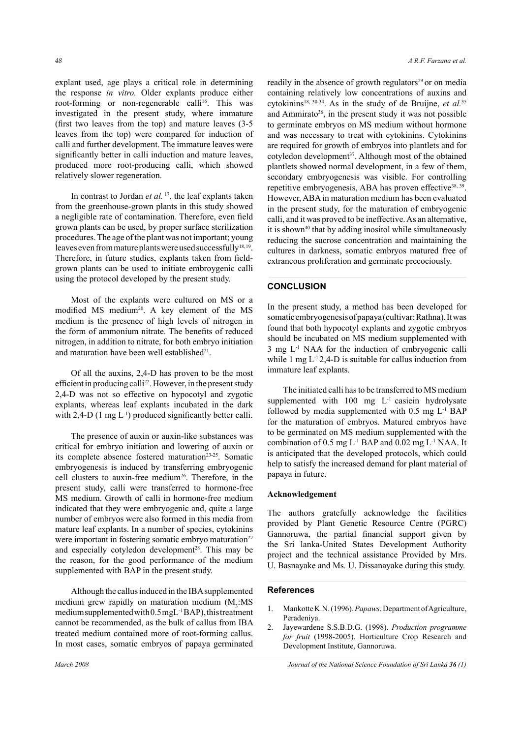explant used, age plays a critical role in determining the response *in vitro.* Older explants produce either root-forming or non-regenerable calli[16]. This was investigated in the present study, where immature (first two leaves from the top) and mature leaves (3-5 leaves from the top) were compared for induction of calli and further development. The immature leaves were significantly better in calli induction and mature leaves, produced more root-producing calli, which showed relatively slower regeneration.

In contrast to Jordan *et al.* [17], the leaf explants taken from the greenhouse-grown plants in this study showed a negligible rate of contamination. Therefore, even field grown plants can be used, by proper surface sterilization procedures. The age of the plant was not important; young leaves even from mature plants were used successfully[18, 19]. Therefore, in future studies, explants taken from field-grown plants can be used to initiate embroygenic calli using the protocol developed by the present study.

Most of the explants were cultured on MS or a modified MS medium[20]. A key element of the MS medium is the presence of high levels of nitrogen in the form of ammonium nitrate. The benefits of reduced nitrogen, in addition to nitrate, for both embryo initiation and maturation have been well established[21].

Of all the auxins, 2,4-D has proven to be the most efficient in producing calli[22]. However, in the present study 2,4-D was not so effective on hypocotyl and zygotic explants, whereas leaf explants incubated in the dark with 2,4-D (1 mg $L^{-1}$) produced significantly better calli.

The presence of auxin or auxin-like substances was critical for embryo initiation and lowering of auxin or its complete absence fostered maturation[23-25]. Somatic embryogenesis is induced by transferring embryogenic cell clusters to auxin-free medium[26]. Therefore, in the present study, calli were transferred to hormone-free MS medium. Growth of calli in hormone-free medium indicated that they were embryogenic and, quite a large number of embryos were also formed in this media from mature leaf explants. In a number of species, cytokinins were important in fostering somatic embryo maturation[27] and especially cotyledon development[28]. This may be the reason, for the good performance of the medium supplemented with BAP in the present study.

Although the callus induced in the IBA supplemented medium grew rapidly on maturation medium ($M_3$:MS medium supplemented with 0.5 mg$L^{-1}$ BAP), this treatment cannot be recommended, as the bulk of callus from IBA treated medium contained more of root-forming callus. In most cases, somatic embryos of papaya germinated readily in the absence of growth regulators[29] or on media containing relatively low concentrations of auxins and cytokinins[18, 30-34]. As in the study of de Bruijne, *et al.*[35] and Ammirato[36], in the present study it was not possible to germinate embryos on MS medium without hormone and was necessary to treat with cytokinins. Cytokinins are required for growth of embryos into plantlets and for cotyledon development[37]. Although most of the obtained plantlets showed normal development, in a few of them, secondary embryogenesis was visible. For controlling repetitive embryogenesis, ABA has proven effective[38, 39]. However, ABA in maturation medium has been evaluated in the present study, for the maturation of embryogenic calli, and it was proved to be ineffective. As an alternative, it is shown[40] that by adding inositol while simultaneously reducing the sucrose concentration and maintaining the cultures in darkness, somatic embryos matured free of extraneous proliferation and germinate precociously.

## CONCLUSION

In the present study, a method has been developed for somatic embryogenesis of papaya (cultivar: Rathna). It was found that both hypocotyl explants and zygotic embryos should be incubated on MS medium supplemented with 3 mg $L^{-1}$ NAA for the induction of embryogenic calli while 1 mg $L^{-1}$ 2,4-D is suitable for callus induction from immature leaf explants.

The initiated calli has to be transferred to MS medium supplemented with 100 mg $L^{-1}$ casiein hydrolysate followed by media supplemented with 0.5 mg $L^{-1}$ BAP for the maturation of embryos. Matured embryos have to be germinated on MS medium supplemented with the combination of 0.5 mg $L^{-1}$ BAP and 0.02 mg $L^{-1}$ NAA. It is anticipated that the developed protocols, which could help to satisfy the increased demand for plant material of papaya in future.

### Acknowledgement

The authors gratefully acknowledge the facilities provided by Plant Genetic Resource Centre (PGRC) Gannoruwa, the partial financial support given by the Sri lanka-United States Development Authority project and the technical assistance Provided by Mrs. U. Basnayake and Ms. U. Dissanayake during this study.

## References

1. Mankotte K.N. (1996). *Papaws*. Department of Agriculture, Peradeniya.
2. Jayewardene S.S.B.D.G. (1998). *Production programme for fruit* (1998-2005). Horticulture Crop Research and Development Institute, Gannoruwa.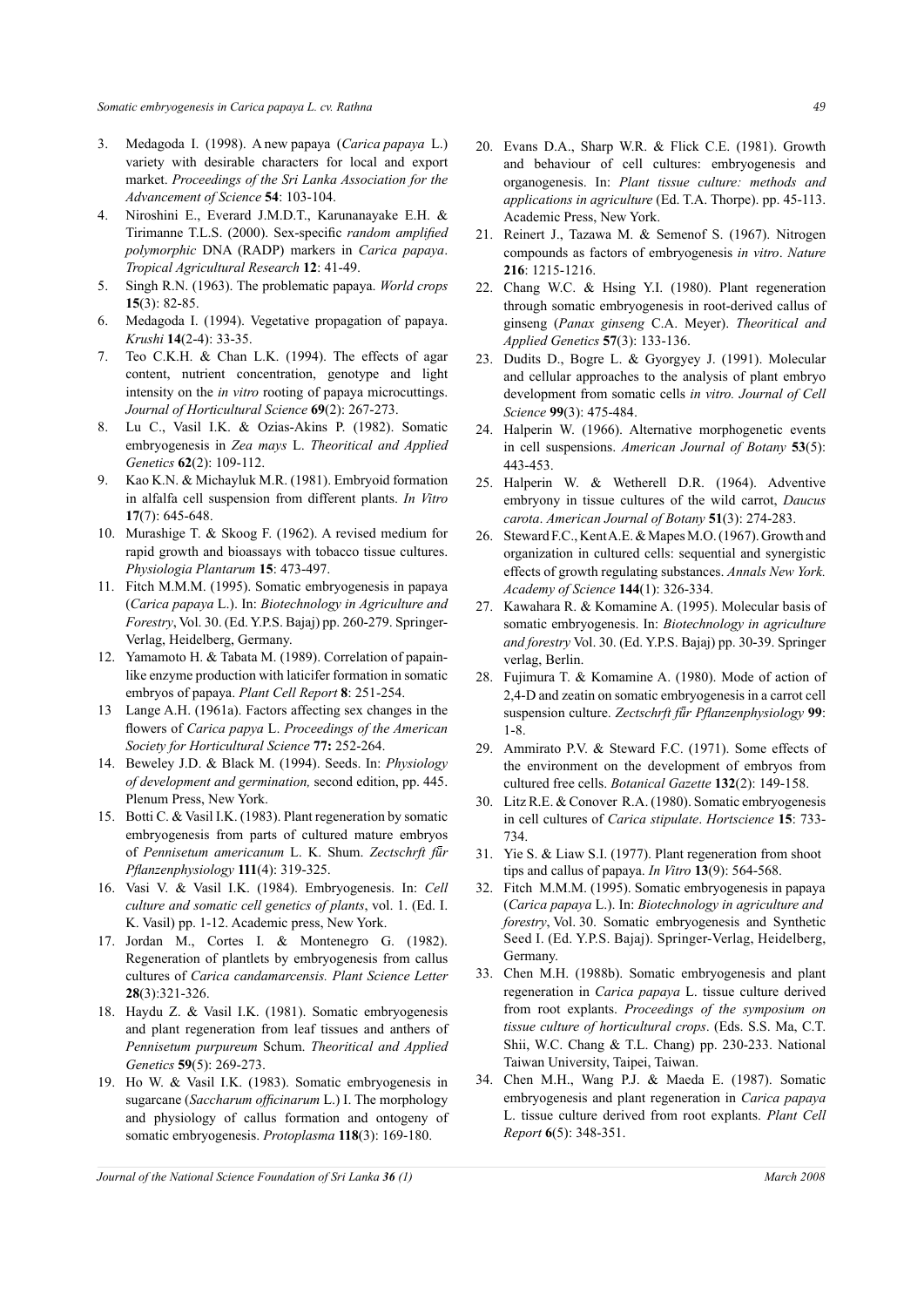3. Medagoda I. (1998). A new papaya (*Carica papaya* L.) variety with desirable characters for local and export market. *Proceedings of the Sri Lanka Association for the Advancement of Science* **54**: 103-104.
4. Niroshini E., Everard J.M.D.T., Karunanayake E.H. & Tirimanne T.L.S. (2000). Sex-specific *random amplified polymorphic* DNA (RADP) markers in *Carica papaya*. *Tropical Agricultural Research* **12**: 41-49.
5. Singh R.N. (1963). The problematic papaya. *World crops* **15**(3): 82-85.
6. Medagoda I. (1994). Vegetative propagation of papaya. *Krushi* **14**(2-4): 33-35.
7. Teo C.K.H. & Chan L.K. (1994). The effects of agar content, nutrient concentration, genotype and light intensity on the *in vitro* rooting of papaya microcuttings. *Journal of Horticultural Science* **69**(2): 267-273.
8. Lu C., Vasil I.K. & Ozias-Akins P. (1982). Somatic embryogenesis in *Zea mays* L. *Theoritical and Applied Genetics* **62**(2): 109-112.
9. Kao K.N. & Michayluk M.R. (1981). Embryoid formation in alfalfa cell suspension from different plants. *In Vitro* **17**(7): 645-648.
10. Murashige T. & Skoog F. (1962). A revised medium for rapid growth and bioassays with tobacco tissue cultures. *Physiologia Plantarum* **15**: 473-497.
11. Fitch M.M.M. (1995). Somatic embryogenesis in papaya (*Carica papaya* L.). In: *Biotechnology in Agriculture and Forestry*, Vol. 30. (Ed. Y.P.S. Bajaj) pp. 260-279. Springer-Verlag, Heidelberg, Germany.
12. Yamamoto H. & Tabata M. (1989). Correlation of papain-like enzyme production with laticifer formation in somatic embryos of papaya. *Plant Cell Report* **8**: 251-254.
13. Lange A.H. (1961a). Factors affecting sex changes in the flowers of *Carica papya* L. *Proceedings of the American Society for Horticultural Science* **77:** 252-264.
14. Beweley J.D. & Black M. (1994). Seeds. In: *Physiology of development and germination,* second edition, pp. 445. Plenum Press, New York.
15. Botti C. & Vasil I.K. (1983). Plant regeneration by somatic embryogenesis from parts of cultured mature embryos of *Pennisetum americanum* L. K. Shum. *Zectschrft für Pflanzenphysiology* **111**(4): 319-325.
16. Vasi V. & Vasil I.K. (1984). Embryogenesis. In: *Cell culture and somatic cell genetics of plants*, vol. 1. (Ed. I. K. Vasil) pp. 1-12. Academic press, New York.
17. Jordan M., Cortes I. & Montenegro G. (1982). Regeneration of plantlets by embryogenesis from callus cultures of *Carica candamarcensis. Plant Science Letter* **28**(3):321-326.
18. Haydu Z. & Vasil I.K. (1981). Somatic embryogenesis and plant regeneration from leaf tissues and anthers of *Pennisetum purpureum* Schum. *Theoritical and Applied Genetics* **59**(5): 269-273.
19. Ho W. & Vasil I.K. (1983). Somatic embryogenesis in sugarcane (*Saccharum officinarum* L.) I. The morphology and physiology of callus formation and ontogeny of somatic embryogenesis. *Protoplasma* **118**(3): 169-180.
20. Evans D.A., Sharp W.R. & Flick C.E. (1981). Growth and behaviour of cell cultures: embryogenesis and organogenesis. In: *Plant tissue culture: methods and applications in agriculture* (Ed. T.A. Thorpe). pp. 45-113. Academic Press, New York.
21. Reinert J., Tazawa M. & Semenof S. (1967). Nitrogen compounds as factors of embryogenesis *in vitro*. *Nature* **216**: 1215-1216.
22. Chang W.C. & Hsing Y.I. (1980). Plant regeneration through somatic embryogenesis in root-derived callus of ginseng (*Panax ginseng* C.A. Meyer). *Theoritical and Applied Genetics* **57**(3): 133-136.
23. Dudits D., Bogre L. & Gyorgyey J. (1991). Molecular and cellular approaches to the analysis of plant embryo development from somatic cells *in vitro. Journal of Cell Science* **99**(3): 475-484.
24. Halperin W. (1966). Alternative morphogenetic events in cell suspensions. *American Journal of Botany* **53**(5): 443-453.
25. Halperin W. & Wetherell D.R. (1964). Adventive embryony in tissue cultures of the wild carrot, *Daucus carota*. *American Journal of Botany* **51**(3): 274-283.
26. Steward F.C., Kent A.E. & Mapes M.O. (1967). Growth and organization in cultured cells: sequential and synergistic effects of growth regulating substances. *Annals New York. Academy of Science* **144**(1): 326-334.
27. Kawahara R. & Komamine A. (1995). Molecular basis of somatic embryogenesis. In: *Biotechnology in agriculture and forestry* Vol. 30. (Ed. Y.P.S. Bajaj) pp. 30-39. Springer verlag, Berlin.
28. Fujimura T. & Komamine A. (1980). Mode of action of 2,4-D and zeatin on somatic embryogenesis in a carrot cell suspension culture. *Zectschrft für Pflanzenphysiology* **99**: 1-8.
29. Ammirato P.V. & Steward F.C. (1971). Some effects of the environment on the development of embryos from cultured free cells. *Botanical Gazette* **132**(2): 149-158.
30. Litz R.E. & Conover R.A. (1980). Somatic embryogenesis in cell cultures of *Carica stipulate*. *Hortscience* **15**: 733-734.
31. Yie S. & Liaw S.I. (1977). Plant regeneration from shoot tips and callus of papaya. *In Vitro* **13**(9): 564-568.
32. Fitch M.M.M. (1995). Somatic embryogenesis in papaya (*Carica papaya* L.). In: *Biotechnology in agriculture and forestry*, Vol. 30. Somatic embryogenesis and Synthetic Seed I. (Ed. Y.P.S. Bajaj). Springer-Verlag, Heidelberg, Germany.
33. Chen M.H. (1988b). Somatic embryogenesis and plant regeneration in *Carica papaya* L. tissue culture derived from root explants. *Proceedings of the symposium on tissue culture of horticultural crops*. (Eds. S.S. Ma, C.T. Shii, W.C. Chang & T.L. Chang) pp. 230-233. National Taiwan University, Taipei, Taiwan.
34. Chen M.H., Wang P.J. & Maeda E. (1987). Somatic embryogenesis and plant regeneration in *Carica papaya* L. tissue culture derived from root explants. *Plant Cell Report* **6**(5): 348-351.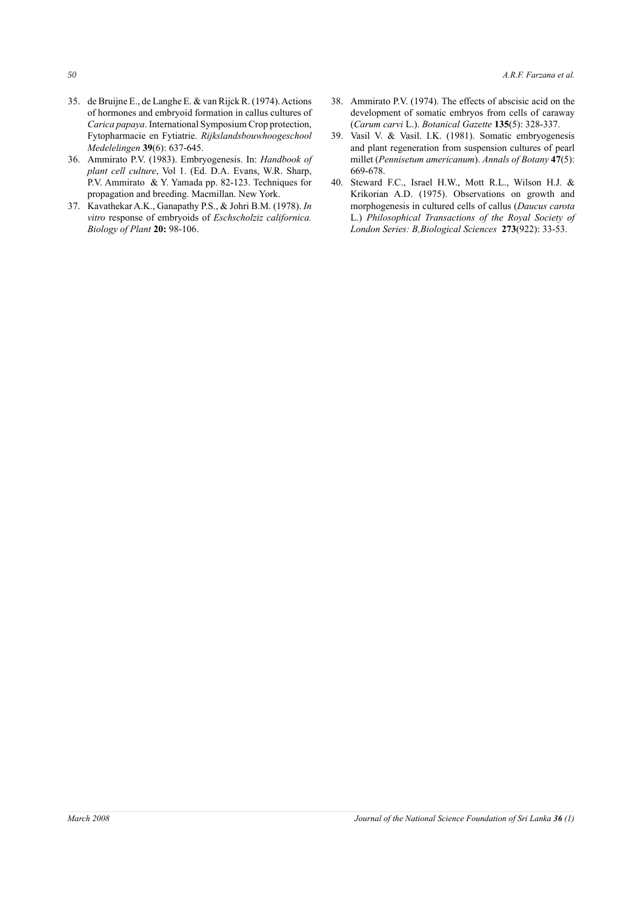35. de Bruijne E., de Langhe E. & van Rijck R. (1974). Actions of hormones and embryoid formation in callus cultures of *Carica papaya*. International Symposium Crop protection, Fytopharmacie en Fytiatrie. *Rijkslandsbouwhoogeschool Medelelingen* **39**(6): 637-645.
36. Ammirato P.V. (1983). Embryogenesis. In: *Handbook of plant cell culture*, Vol 1. (Ed. D.A. Evans, W.R. Sharp, P.V. Ammirato & Y. Yamada pp. 82-123. Techniques for propagation and breeding. Macmillan. New York.
37. Kavathekar A.K., Ganapathy P.S., & Johri B.M. (1978). *In vitro* response of embryoids of *Eschscholziz californica. Biology of Plant* **20:** 98-106.
38. Ammirato P.V. (1974). The effects of abscisic acid on the development of somatic embryos from cells of caraway (*Carum carvi* L.). *Botanical Gazette* **135**(5): 328-337.
39. Vasil V. & Vasil. I.K. (1981). Somatic embryogenesis and plant regeneration from suspension cultures of pearl millet (*Pennisetum americanum*). *Annals of Botany* **47**(5): 669-678.
40. Steward F.C., Israel H.W., Mott R.L., Wilson H.J. & Krikorian A.D. (1975). Observations on growth and morphogenesis in cultured cells of callus (*Daucus carota* L.) *Philosophical Transactions of the Royal Society of London Series: B,Biological Sciences* **273**(922): 33-53.